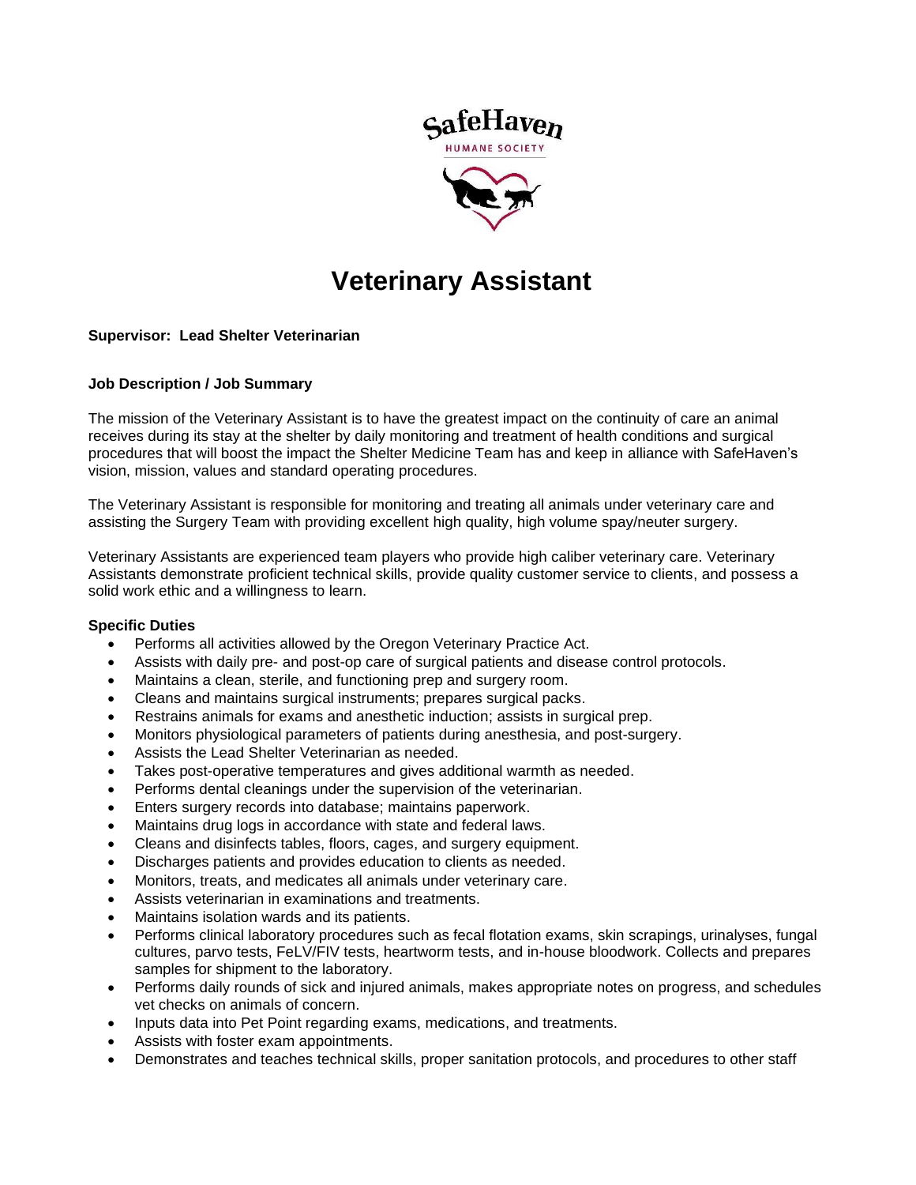SafeHaven

HUMANE SOCIETY

# Veterinary Assistant

**Supervisor: Lead Shelter Veterinarian**

**Job Description / Job Summary**

The mission of the Veterinary Assistant is to have the greatest impact on the continuity of care an animal receives during its stay at the shelter by daily monitoring and treatment of health conditions and surgical procedures that will boost the impact the Shelter Medicine Team has and keep in alliance with SafeHaven's vision, mission, values and standard operating procedures.

The Veterinary Assistant is responsible for monitoring and treating all animals under veterinary care and assisting the Surgery Team with providing excellent high quality, high volume spay/neuter surgery.

Veterinary Assistants are experienced team players who provide high caliber veterinary care. Veterinary Assistants demonstrate proficient technical skills, provide quality customer service to clients, and possess a solid work ethic and a willingness to learn.

**Specific Duties**

- Performs all activities allowed by the Oregon Veterinary Practice Act.
- Assists with daily pre- and post-op care of surgical patients and disease control protocols.
- Maintains a clean, sterile, and functioning prep and surgery room.
- Cleans and maintains surgical instruments; prepares surgical packs.
- Restrains animals for exams and anesthetic induction; assists in surgical prep.
- Monitors physiological parameters of patients during anesthesia, and post-surgery.
- Assists the Lead Shelter Veterinarian as needed.
- Takes post-operative temperatures and gives additional warmth as needed.
- Performs dental cleanings under the supervision of the veterinarian.
- Enters surgery records into database; maintains paperwork.
- Maintains drug logs in accordance with state and federal laws.
- Cleans and disinfects tables, floors, cages, and surgery equipment.
- Discharges patients and provides education to clients as needed.
- Monitors, treats, and medicates all animals under veterinary care.
- Assists veterinarian in examinations and treatments.
- Maintains isolation wards and its patients.
- Performs clinical laboratory procedures such as fecal flotation exams, skin scrapings, urinalyses, fungal cultures, parvo tests, FeLV/FIV tests, heartworm tests, and in-house bloodwork. Collects and prepares samples for shipment to the laboratory.
- Performs daily rounds of sick and injured animals, makes appropriate notes on progress, and schedules vet checks on animals of concern.
- Inputs data into Pet Point regarding exams, medications, and treatments.
- Assists with foster exam appointments.
- Demonstrates and teaches technical skills, proper sanitation protocols, and procedures to other staff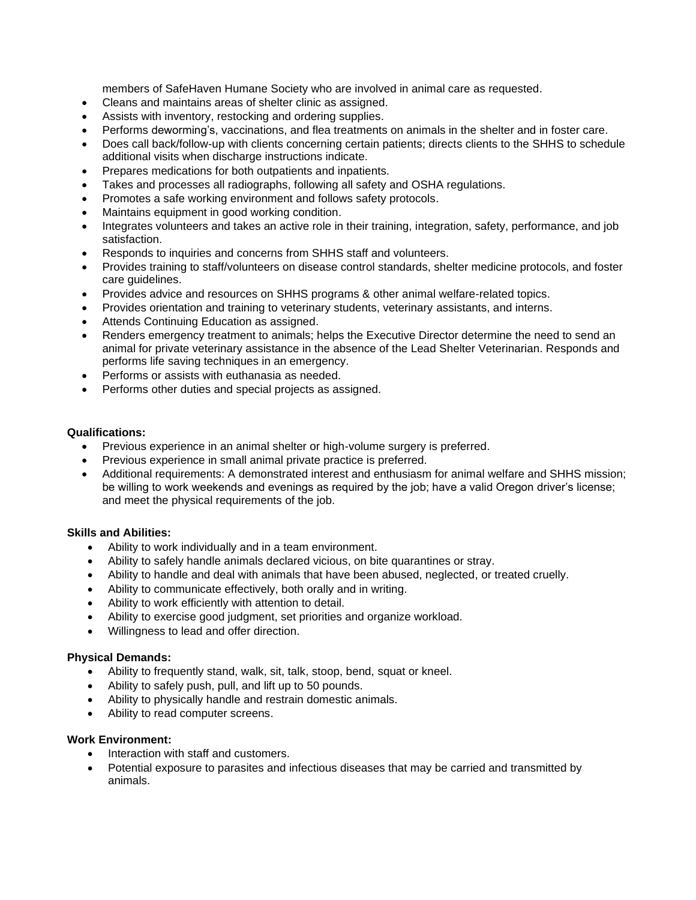members of SafeHaven Humane Society who are involved in animal care as requested.

- Cleans and maintains areas of shelter clinic as assigned.
- Assists with inventory, restocking and ordering supplies.
- Performs deworming's, vaccinations, and flea treatments on animals in the shelter and in foster care.
- Does call back/follow-up with clients concerning certain patients; directs clients to the SHHS to schedule additional visits when discharge instructions indicate.
- Prepares medications for both outpatients and inpatients.
- Takes and processes all radiographs, following all safety and OSHA regulations.
- Promotes a safe working environment and follows safety protocols.
- Maintains equipment in good working condition.
- Integrates volunteers and takes an active role in their training, integration, safety, performance, and job satisfaction.
- Responds to inquiries and concerns from SHHS staff and volunteers.
- Provides training to staff/volunteers on disease control standards, shelter medicine protocols, and foster care guidelines.
- Provides advice and resources on SHHS programs & other animal welfare-related topics.
- Provides orientation and training to veterinary students, veterinary assistants, and interns.
- Attends Continuing Education as assigned.
- Renders emergency treatment to animals; helps the Executive Director determine the need to send an animal for private veterinary assistance in the absence of the Lead Shelter Veterinarian. Responds and performs life saving techniques in an emergency.
- Performs or assists with euthanasia as needed.
- Performs other duties and special projects as assigned.

**Qualifications:**

- Previous experience in an animal shelter or high-volume surgery is preferred.
- Previous experience in small animal private practice is preferred.
- Additional requirements: A demonstrated interest and enthusiasm for animal welfare and SHHS mission; be willing to work weekends and evenings as required by the job; have a valid Oregon driver's license; and meet the physical requirements of the job.

**Skills and Abilities:**

- Ability to work individually and in a team environment.
- Ability to safely handle animals declared vicious, on bite quarantines or stray.
- Ability to handle and deal with animals that have been abused, neglected, or treated cruelly.
- Ability to communicate effectively, both orally and in writing.
- Ability to work efficiently with attention to detail.
- Ability to exercise good judgment, set priorities and organize workload.
- Willingness to lead and offer direction.

**Physical Demands:**

- Ability to frequently stand, walk, sit, talk, stoop, bend, squat or kneel.
- Ability to safely push, pull, and lift up to 50 pounds.
- Ability to physically handle and restrain domestic animals.
- Ability to read computer screens.

**Work Environment:**

- Interaction with staff and customers.
- Potential exposure to parasites and infectious diseases that may be carried and transmitted by animals.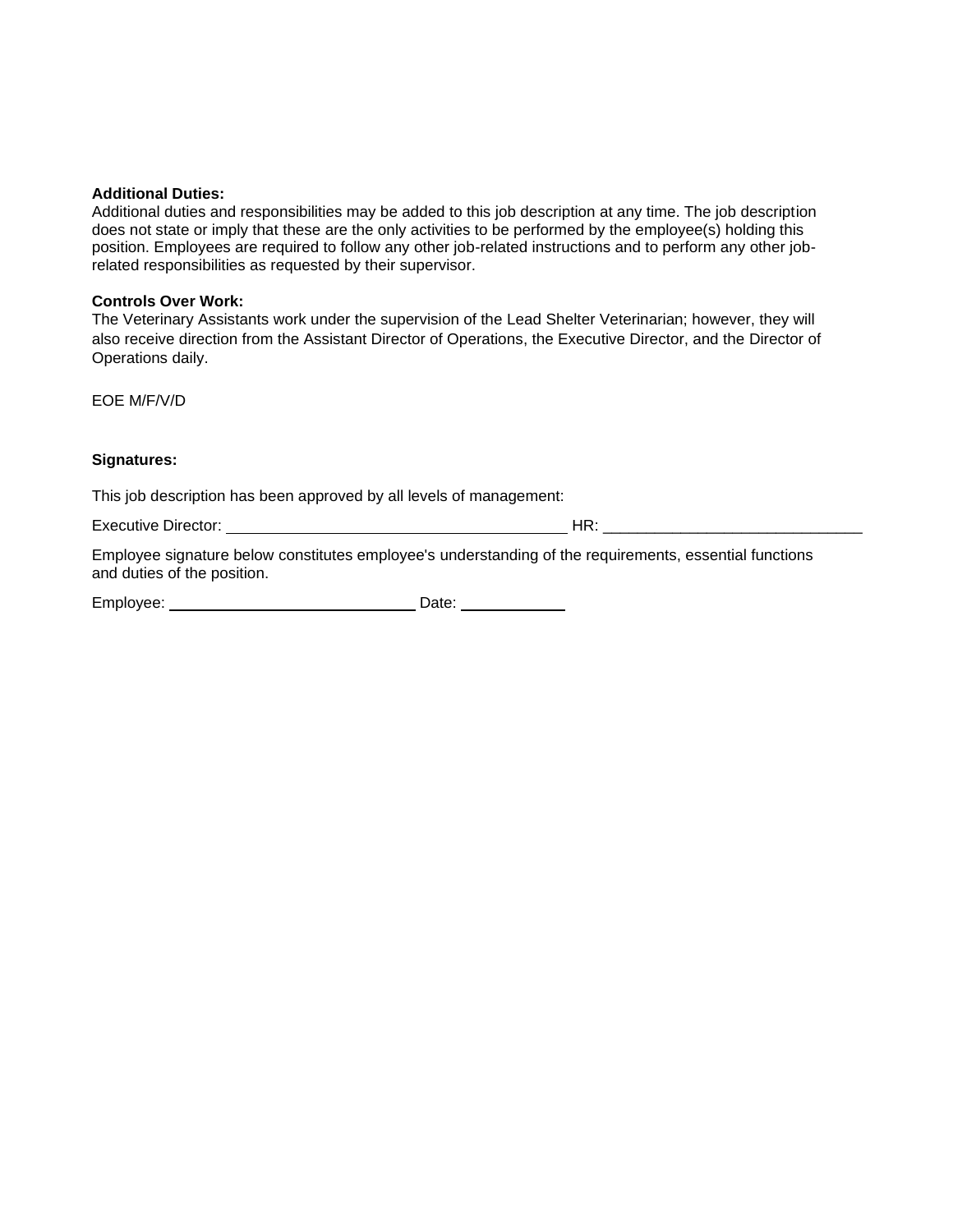**Additional Duties:**
Additional duties and responsibilities may be added to this job description at any time. The job description does not state or imply that these are the only activities to be performed by the employee(s) holding this position. Employees are required to follow any other job-related instructions and to perform any other job-related responsibilities as requested by their supervisor.

**Controls Over Work:**
The Veterinary Assistants work under the supervision of the Lead Shelter Veterinarian; however, they will also receive direction from the Assistant Director of Operations, the Executive Director, and the Director of Operations daily.

EOE M/F/V/D

**Signatures:**

This job description has been approved by all levels of management:

Executive Director: ________________________________________ HR: ______________________________

Employee signature below constitutes employee's understanding of the requirements, essential functions and duties of the position.

Employee: ______________________________ Date: ____________